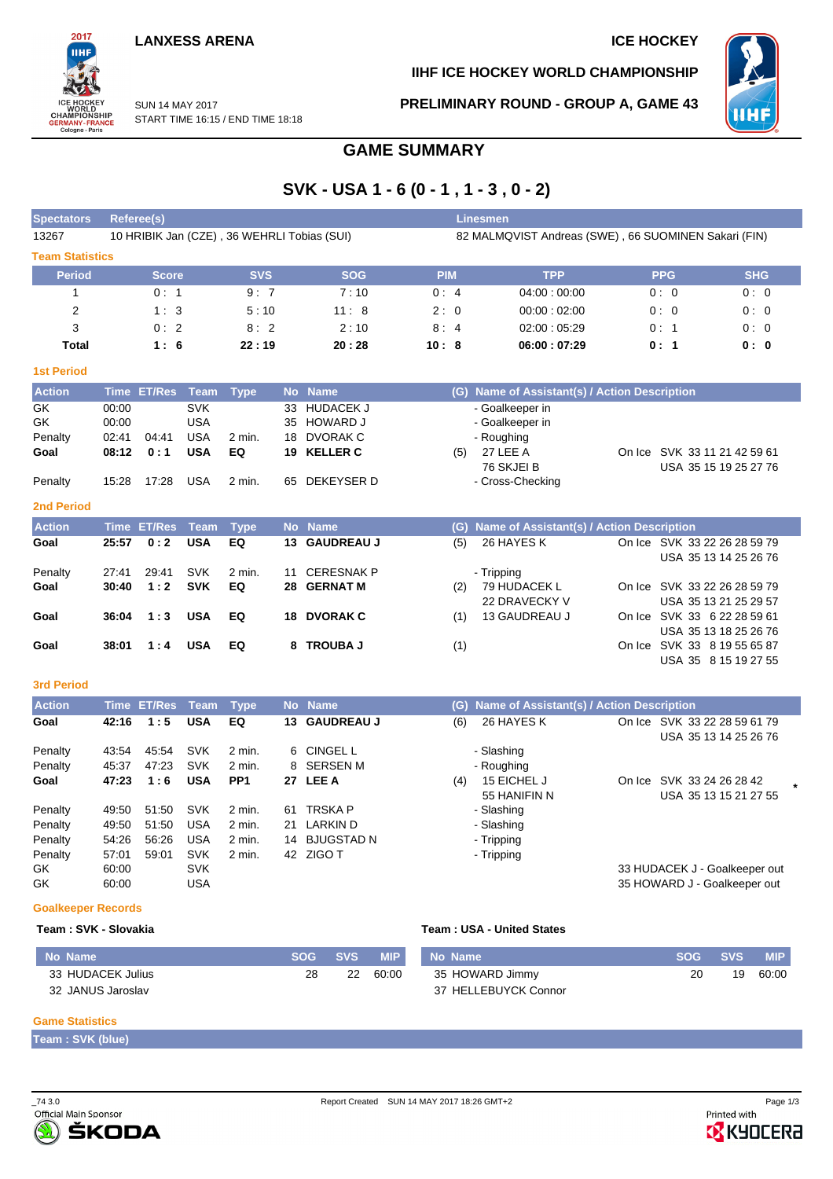**LANXESS ARENA** | **ICE HOCKEY**

**IIHF ICE HOCKEY WORLD CHAMPIONSHIP**

SUN 14 MAY 2017
START TIME 16:15 / END TIME 18:18

**PRELIMINARY ROUND - GROUP A, GAME 43**

# GAME SUMMARY

## SVK - USA 1 - 6 (0 - 1 , 1 - 3 , 0 - 2)

| Spectators | Referee(s) | Linesmen |
|---|---|---|
| 13267 | 10 HRIBIK Jan (CZE) , 36 WEHRLI Tobias (SUI) | 82 MALMQVIST Andreas (SWE) , 66 SUOMINEN Sakari (FIN) |

### Team Statistics

| Period | Score | SVS | SOG | PIM | TPP | PPG | SHG |
|---|---|---|---|---|---|---|---|
| 1 | 0 : 1 | 9 : 7 | 7 : 10 | 0 : 4 | 04:00 : 00:00 | 0 : 0 | 0 : 0 |
| 2 | 1 : 3 | 5 : 10 | 11 : 8 | 2 : 0 | 00:00 : 02:00 | 0 : 0 | 0 : 0 |
| 3 | 0 : 2 | 8 : 2 | 2 : 10 | 8 : 4 | 02:00 : 05:29 | 0 : 1 | 0 : 0 |
| **Total** | **1 : 6** | **22 : 19** | **20 : 28** | **10 : 8** | **06:00 : 07:29** | **0 : 1** | **0 : 0** |

### 1st Period

| Action | Time | ET/Res | Team | Type | No | Name | (G) | Name of Assistant(s) / Action Description | On Ice |
|---|---|---|---|---|---|---|---|---|---|
| GK | 00:00 | | SVK | | 33 | HUDACEK J | | - Goalkeeper in | |
| GK | 00:00 | | USA | | 35 | HOWARD J | | - Goalkeeper in | |
| Penalty | 02:41 | 04:41 | USA | 2 min. | 18 | DVORAK C | | - Roughing | |
| **Goal** | **08:12** | **0 : 1** | **USA** | **EQ** | **19** | **KELLER C** | (5) | 27 LEE A<br>76 SKJEI B | SVK 33 11 21 42 59 61<br>USA 35 15 19 25 27 76 |
| Penalty | 15:28 | 17:28 | USA | 2 min. | 65 | DEKEYSER D | | - Cross-Checking | |

### 2nd Period

| Action | Time | ET/Res | Team | Type | No | Name | (G) | Name of Assistant(s) / Action Description | On Ice |
|---|---|---|---|---|---|---|---|---|---|
| **Goal** | **25:57** | **0 : 2** | **USA** | **EQ** | **13** | **GAUDREAU J** | (5) | 26 HAYES K | SVK 33 22 26 28 59 79<br>USA 35 13 14 25 26 76 |
| Penalty | 27:41 | 29:41 | SVK | 2 min. | 11 | CERESNAK P | | - Tripping | |
| **Goal** | **30:40** | **1 : 2** | **SVK** | **EQ** | **28** | **GERNAT M** | (2) | 79 HUDACEK L<br>22 DRAVECKY V | SVK 33 22 26 28 59 79<br>USA 35 13 21 25 29 57 |
| **Goal** | **36:04** | **1 : 3** | **USA** | **EQ** | **18** | **DVORAK C** | (1) | 13 GAUDREAU J | SVK 33 6 22 28 59 61<br>USA 35 13 18 25 26 76 |
| **Goal** | **38:01** | **1 : 4** | **USA** | **EQ** | **8** | **TROUBA J** | (1) | | SVK 33 8 19 55 65 87<br>USA 35 8 15 19 27 55 |

### 3rd Period

| Action | Time | ET/Res | Team | Type | No | Name | (G) | Name of Assistant(s) / Action Description | On Ice |
|---|---|---|---|---|---|---|---|---|---|
| **Goal** | **42:16** | **1 : 5** | **USA** | **EQ** | **13** | **GAUDREAU J** | (6) | 26 HAYES K | SVK 33 22 28 59 61 79<br>USA 35 13 14 25 26 76 |
| Penalty | 43:54 | 45:54 | SVK | 2 min. | 6 | CINGEL L | | - Slashing | |
| Penalty | 45:37 | 47:23 | SVK | 2 min. | 8 | SERSEN M | | - Roughing | |
| **Goal** | **47:23** | **1 : 6** | **USA** | **PP1** | **27** | **LEE A** | (4) | 15 EICHEL J<br>55 HANIFIN N | SVK 33 24 26 28 42 *<br>USA 35 13 15 21 27 55 |
| Penalty | 49:50 | 51:50 | SVK | 2 min. | 61 | TRSKA P | | - Slashing | |
| Penalty | 49:50 | 51:50 | USA | 2 min. | 21 | LARKIN D | | - Slashing | |
| Penalty | 54:26 | 56:26 | USA | 2 min. | 14 | BJUGSTAD N | | - Tripping | |
| Penalty | 57:01 | 59:01 | SVK | 2 min. | 42 | ZIGO T | | - Tripping | |
| GK | 60:00 | | SVK | | | | | | 33 HUDACEK J - Goalkeeper out |
| GK | 60:00 | | USA | | | | | | 35 HOWARD J - Goalkeeper out |

### Goalkeeper Records

**Team : SVK - Slovakia**

| No | Name | SOG | SVS | MIP |
|---|---|---|---|---|
| 33 | HUDACEK Julius | 28 | 22 | 60:00 |
| 32 | JANUS Jaroslav | | | |

**Team : USA - United States**

| No | Name | SOG | SVS | MIP |
|---|---|---|---|---|
| 35 | HOWARD Jimmy | 20 | 19 | 60:00 |
| 37 | HELLEBUYCK Connor | | | |

### Game Statistics

**Team : SVK (blue)**

_74 3.0 | Report Created SUN 14 MAY 2017 18:26 GMT+2

Official Main Sponsor ŠKODA | Printed with KYOCERA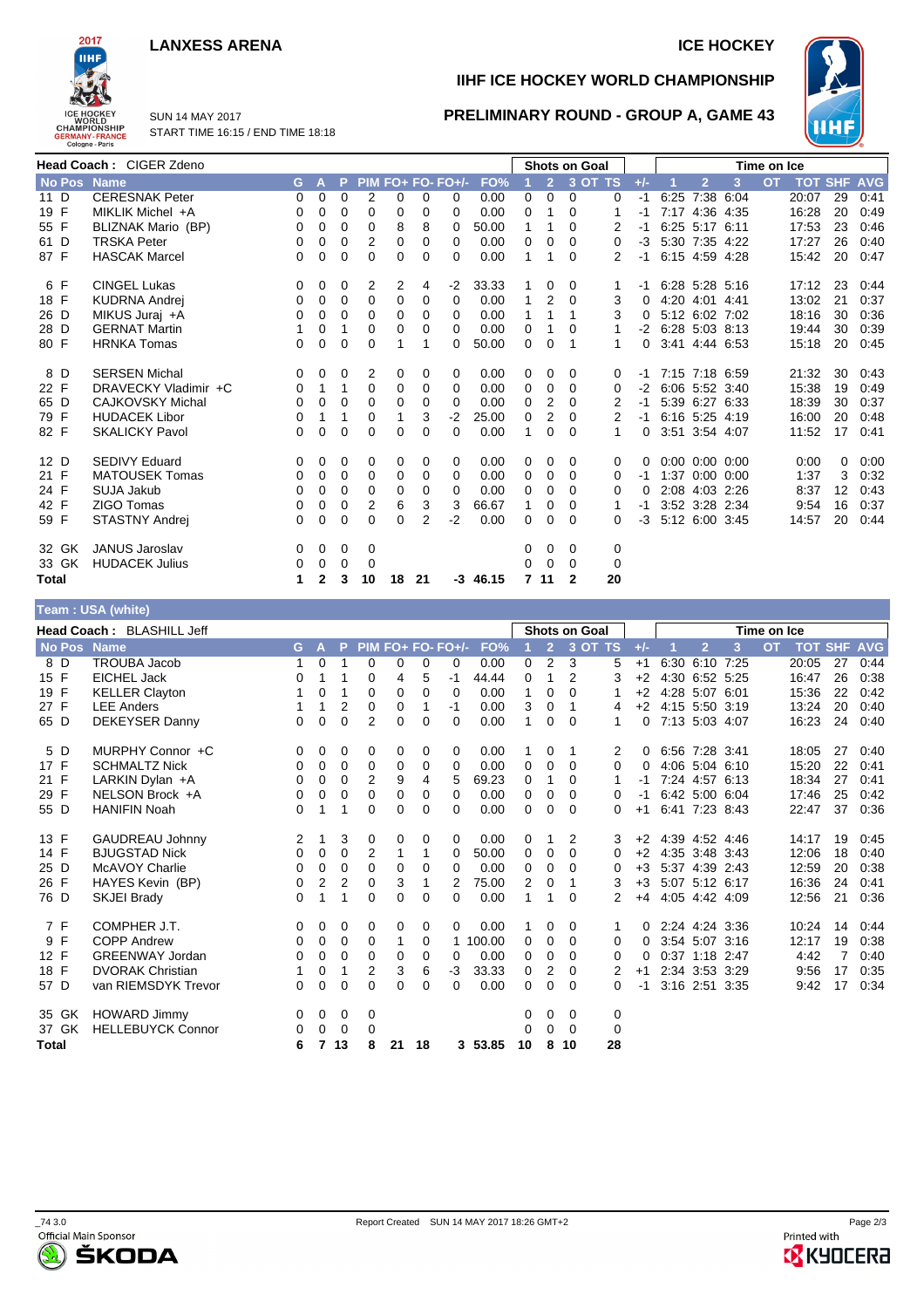# LANXESS ARENA

ICE HOCKEY

## IIHF ICE HOCKEY WORLD CHAMPIONSHIP

SUN 14 MAY 2017
START TIME 16:15 / END TIME 18:18

## PRELIMINARY ROUND - GROUP A, GAME 43

**Head Coach :** CIGER Zdeno

| No | Pos | Name | G | A | P | PIM | FO+ | FO- | FO+/- | FO% | Shots on Goal 1 | 2 | 3 | OT | TS | +/- | Time on Ice 1 | 2 | 3 | OT | TOT | SHF | AVG |
|---|---|---|---|---|---|---|---|---|---|---|---|---|---|---|---|---|---|---|---|---|---|---|---|
| 11 | D | CERESNAK Peter | 0 | 0 | 0 | 2 | 0 | 0 | 0 | 0.00 | 0 | 0 | 0 | | 0 | -1 | 6:25 | 7:38 | 6:04 | | 20:07 | 29 | 0:41 |
| 19 | F | MIKLIK Michel +A | 0 | 0 | 0 | 0 | 0 | 0 | 0 | 0.00 | 0 | 1 | 0 | | 1 | -1 | 7:17 | 4:36 | 4:35 | | 16:28 | 20 | 0:49 |
| 55 | F | BLIZNAK Mario (BP) | 0 | 0 | 0 | 0 | 8 | 8 | 0 | 50.00 | 1 | 1 | 0 | | 2 | -1 | 6:25 | 5:17 | 6:11 | | 17:53 | 23 | 0:46 |
| 61 | D | TRSKA Peter | 0 | 0 | 0 | 2 | 0 | 0 | 0 | 0.00 | 0 | 0 | 0 | | 0 | -3 | 5:30 | 7:35 | 4:22 | | 17:27 | 26 | 0:40 |
| 87 | F | HASCAK Marcel | 0 | 0 | 0 | 0 | 0 | 0 | 0 | 0.00 | 1 | 1 | 0 | | 2 | -1 | 6:15 | 4:59 | 4:28 | | 15:42 | 20 | 0:47 |
| 6 | F | CINGEL Lukas | 0 | 0 | 0 | 2 | 2 | 4 | -2 | 33.33 | 1 | 0 | 0 | | 1 | -1 | 6:28 | 5:28 | 5:16 | | 17:12 | 23 | 0:44 |
| 18 | F | KUDRNA Andrej | 0 | 0 | 0 | 0 | 0 | 0 | 0 | 0.00 | 1 | 2 | 0 | | 3 | 0 | 4:20 | 4:01 | 4:41 | | 13:02 | 21 | 0:37 |
| 26 | D | MIKUS Juraj +A | 0 | 0 | 0 | 0 | 0 | 0 | 0 | 0.00 | 1 | 1 | 1 | | 3 | 0 | 5:12 | 6:02 | 7:02 | | 18:16 | 30 | 0:36 |
| 28 | D | GERNAT Martin | 1 | 0 | 1 | 0 | 0 | 0 | 0 | 0.00 | 0 | 1 | 0 | | 1 | -2 | 6:28 | 5:03 | 8:13 | | 19:44 | 30 | 0:39 |
| 80 | F | HRNKA Tomas | 0 | 0 | 0 | 0 | 1 | 1 | 0 | 50.00 | 0 | 0 | 1 | | 1 | 0 | 3:41 | 4:44 | 6:53 | | 15:18 | 20 | 0:45 |
| 8 | D | SERSEN Michal | 0 | 0 | 0 | 2 | 0 | 0 | 0 | 0.00 | 0 | 0 | 0 | | 0 | -1 | 7:15 | 7:18 | 6:59 | | 21:32 | 30 | 0:43 |
| 22 | F | DRAVECKY Vladimir +C | 0 | 1 | 1 | 0 | 0 | 0 | 0 | 0.00 | 0 | 0 | 0 | | 0 | -2 | 6:06 | 5:52 | 3:40 | | 15:38 | 19 | 0:49 |
| 65 | D | CAJKOVSKY Michal | 0 | 0 | 0 | 0 | 0 | 0 | 0 | 0.00 | 0 | 2 | 0 | | 2 | -1 | 5:39 | 6:27 | 6:33 | | 18:39 | 30 | 0:37 |
| 79 | F | HUDACEK Libor | 0 | 1 | 1 | 0 | 1 | 3 | -2 | 25.00 | 0 | 2 | 0 | | 2 | -1 | 6:16 | 5:25 | 4:19 | | 16:00 | 20 | 0:48 |
| 82 | F | SKALICKY Pavol | 0 | 0 | 0 | 0 | 0 | 0 | 0 | 0.00 | 1 | 0 | 0 | | 1 | 0 | 3:51 | 3:54 | 4:07 | | 11:52 | 17 | 0:41 |
| 12 | D | SEDIVY Eduard | 0 | 0 | 0 | 0 | 0 | 0 | 0 | 0.00 | 0 | 0 | 0 | | 0 | 0 | 0:00 | 0:00 | 0:00 | | 0:00 | 0 | 0:00 |
| 21 | F | MATOUSEK Tomas | 0 | 0 | 0 | 0 | 0 | 0 | 0 | 0.00 | 0 | 0 | 0 | | 0 | -1 | 1:37 | 0:00 | 0:00 | | 1:37 | 3 | 0:32 |
| 24 | F | SUJA Jakub | 0 | 0 | 0 | 0 | 0 | 0 | 0 | 0.00 | 0 | 0 | 0 | | 0 | 0 | 2:08 | 4:03 | 2:26 | | 8:37 | 12 | 0:43 |
| 42 | F | ZIGO Tomas | 0 | 0 | 0 | 2 | 6 | 3 | 3 | 66.67 | 1 | 0 | 0 | | 1 | -1 | 3:52 | 3:28 | 2:34 | | 9:54 | 16 | 0:37 |
| 59 | F | STASTNY Andrej | 0 | 0 | 0 | 0 | 0 | 2 | -2 | 0.00 | 0 | 0 | 0 | | 0 | -3 | 5:12 | 6:00 | 3:45 | | 14:57 | 20 | 0:44 |
| 32 | GK | JANUS Jaroslav | 0 | 0 | 0 | 0 | | | | | 0 | 0 | 0 | | 0 | | | | | | | | |
| 33 | GK | HUDACEK Julius | 0 | 0 | 0 | 0 | | | | | 0 | 0 | 0 | | 0 | | | | | | | | |
| **Total** | | | **1** | **2** | **3** | **10** | **18** | **21** | **-3** | **46.15** | **7** | **11** | **2** | | **20** | | | | | | | | |

## Team : USA (white)

**Head Coach :** BLASHILL Jeff

| No | Pos | Name | G | A | P | PIM | FO+ | FO- | FO+/- | FO% | Shots on Goal 1 | 2 | 3 | OT | TS | +/- | Time on Ice 1 | 2 | 3 | OT | TOT | SHF | AVG |
|---|---|---|---|---|---|---|---|---|---|---|---|---|---|---|---|---|---|---|---|---|---|---|---|
| 8 | D | TROUBA Jacob | 1 | 0 | 1 | 0 | 0 | 0 | 0 | 0.00 | 0 | 2 | 3 | | 5 | +1 | 6:30 | 6:10 | 7:25 | | 20:05 | 27 | 0:44 |
| 15 | F | EICHEL Jack | 0 | 1 | 1 | 0 | 4 | 5 | -1 | 44.44 | 0 | 1 | 2 | | 3 | +2 | 4:30 | 6:52 | 5:25 | | 16:47 | 26 | 0:38 |
| 19 | F | KELLER Clayton | 1 | 0 | 1 | 0 | 0 | 0 | 0 | 0.00 | 1 | 0 | 0 | | 1 | +2 | 4:28 | 5:07 | 6:01 | | 15:36 | 22 | 0:42 |
| 27 | F | LEE Anders | 1 | 1 | 2 | 0 | 0 | 1 | -1 | 0.00 | 3 | 0 | 1 | | 4 | +2 | 4:15 | 5:50 | 3:19 | | 13:24 | 20 | 0:40 |
| 65 | D | DEKEYSER Danny | 0 | 0 | 0 | 2 | 0 | 0 | 0 | 0.00 | 1 | 0 | 0 | | 1 | 0 | 7:13 | 5:03 | 4:07 | | 16:23 | 24 | 0:40 |
| 5 | D | MURPHY Connor +C | 0 | 0 | 0 | 0 | 0 | 0 | 0 | 0.00 | 1 | 0 | 1 | | 2 | 0 | 6:56 | 7:28 | 3:41 | | 18:05 | 27 | 0:40 |
| 17 | F | SCHMALTZ Nick | 0 | 0 | 0 | 0 | 0 | 0 | 0 | 0.00 | 0 | 0 | 0 | | 0 | 0 | 4:06 | 5:04 | 6:10 | | 15:20 | 22 | 0:41 |
| 21 | F | LARKIN Dylan +A | 0 | 0 | 0 | 2 | 9 | 4 | 5 | 69.23 | 0 | 1 | 0 | | 1 | -1 | 7:24 | 4:57 | 6:13 | | 18:34 | 27 | 0:41 |
| 29 | F | NELSON Brock +A | 0 | 0 | 0 | 0 | 0 | 0 | 0 | 0.00 | 0 | 0 | 0 | | 0 | -1 | 6:42 | 5:00 | 6:04 | | 17:46 | 25 | 0:42 |
| 55 | D | HANIFIN Noah | 0 | 1 | 1 | 0 | 0 | 0 | 0 | 0.00 | 0 | 0 | 0 | | 0 | +1 | 6:41 | 7:23 | 8:43 | | 22:47 | 37 | 0:36 |
| 13 | F | GAUDREAU Johnny | 2 | 1 | 3 | 0 | 0 | 0 | 0 | 0.00 | 0 | 1 | 2 | | 3 | +2 | 4:39 | 4:52 | 4:46 | | 14:17 | 19 | 0:45 |
| 14 | F | BJUGSTAD Nick | 0 | 0 | 0 | 2 | 1 | 1 | 0 | 50.00 | 0 | 0 | 0 | | 0 | +2 | 4:35 | 3:48 | 3:43 | | 12:06 | 18 | 0:40 |
| 25 | D | McAVOY Charlie | 0 | 0 | 0 | 0 | 0 | 0 | 0 | 0.00 | 0 | 0 | 0 | | 0 | +3 | 5:37 | 4:39 | 2:43 | | 12:59 | 20 | 0:38 |
| 26 | F | HAYES Kevin (BP) | 0 | 2 | 2 | 0 | 3 | 1 | 2 | 75.00 | 2 | 0 | 1 | | 3 | +3 | 5:07 | 5:12 | 6:17 | | 16:36 | 24 | 0:41 |
| 76 | D | SKJEI Brady | 0 | 1 | 1 | 0 | 0 | 0 | 0 | 0.00 | 1 | 1 | 0 | | 2 | +4 | 4:05 | 4:42 | 4:09 | | 12:56 | 21 | 0:36 |
| 7 | F | COMPHER J.T. | 0 | 0 | 0 | 0 | 0 | 0 | 0 | 0.00 | 1 | 0 | 0 | | 1 | 0 | 2:24 | 4:24 | 3:36 | | 10:24 | 14 | 0:44 |
| 9 | F | COPP Andrew | 0 | 0 | 0 | 0 | 1 | 0 | 1 | 100.00 | 0 | 0 | 0 | | 0 | 0 | 3:54 | 5:07 | 3:16 | | 12:17 | 19 | 0:38 |
| 12 | F | GREENWAY Jordan | 0 | 0 | 0 | 0 | 0 | 0 | 0 | 0.00 | 0 | 0 | 0 | | 0 | 0 | 0:37 | 1:18 | 2:47 | | 4:42 | 7 | 0:40 |
| 18 | F | DVORAK Christian | 1 | 0 | 1 | 2 | 3 | 6 | -3 | 33.33 | 0 | 2 | 0 | | 2 | +1 | 2:34 | 3:53 | 3:29 | | 9:56 | 17 | 0:35 |
| 57 | D | van RIEMSDYK Trevor | 0 | 0 | 0 | 0 | 0 | 0 | 0 | 0.00 | 0 | 0 | 0 | | 0 | -1 | 3:16 | 2:51 | 3:35 | | 9:42 | 17 | 0:34 |
| 35 | GK | HOWARD Jimmy | 0 | 0 | 0 | 0 | | | | | 0 | 0 | 0 | | 0 | | | | | | | | |
| 37 | GK | HELLEBUYCK Connor | 0 | 0 | 0 | 0 | | | | | 0 | 0 | 0 | | 0 | | | | | | | | |
| **Total** | | | **6** | **7** | **13** | **8** | **21** | **18** | **3** | **53.85** | **10** | **8** | **10** | | **28** | | | | | | | | |

_74 3.0 Report Created SUN 14 MAY 2017 18:26 GMT+2

Official Main Sponsor ŠKODA

Printed with KYOCERA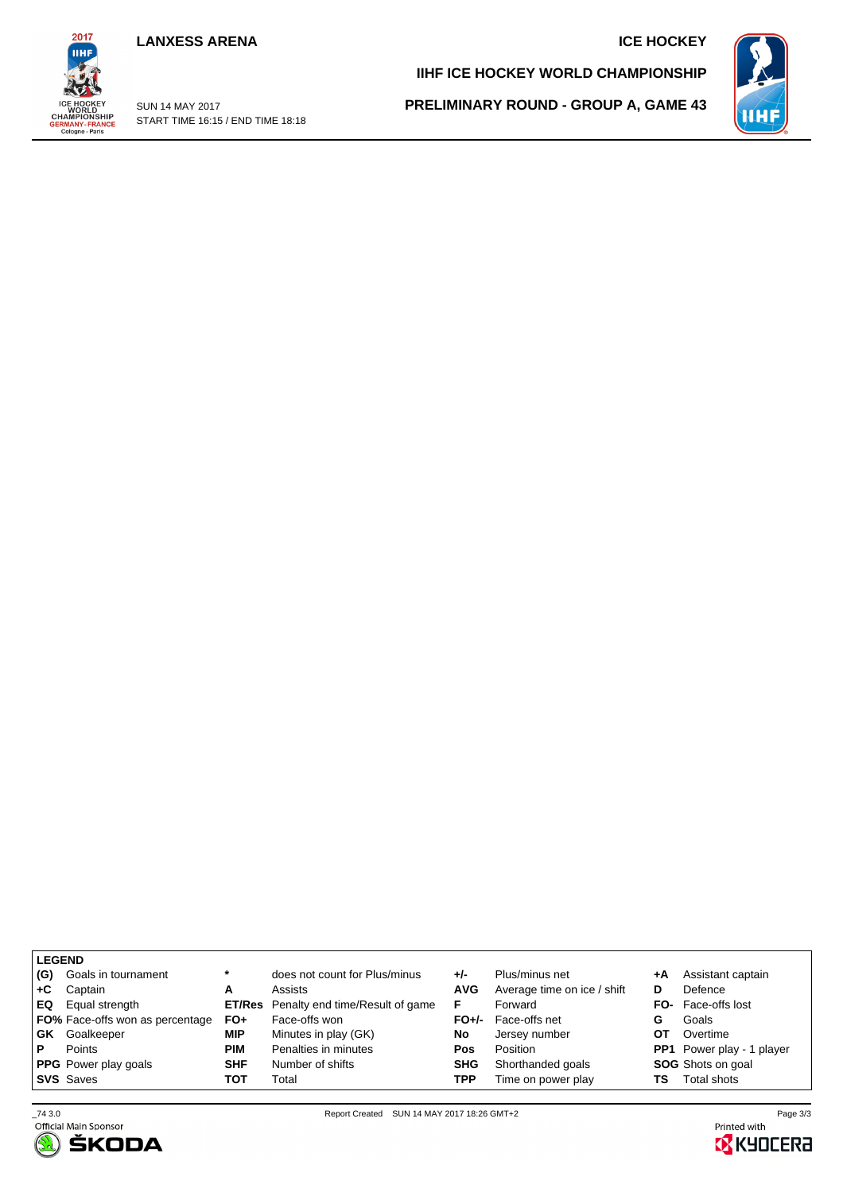## LEGEND

| | | | | | | | |
|---|---|---|---|---|---|---|---|
| **(G)** | Goals in tournament | **\*** | does not count for Plus/minus | **+/-** | Plus/minus net | **+A** | Assistant captain |
| **+C** | Captain | **A** | Assists | **AVG** | Average time on ice / shift | **D** | Defence |
| **EQ** | Equal strength | **ET/Res** | Penalty end time/Result of game | **F** | Forward | **FO-** | Face-offs lost |
| **FO%** | Face-offs won as percentage | **FO+** | Face-offs won | **FO+/-** | Face-offs net | **G** | Goals |
| **GK** | Goalkeeper | **MIP** | Minutes in play (GK) | **No** | Jersey number | **OT** | Overtime |
| **P** | Points | **PIM** | Penalties in minutes | **Pos** | Position | **PP1** | Power play - 1 player |
| **PPG** | Power play goals | **SHF** | Number of shifts | **SHG** | Shorthanded goals | **SOG** | Shots on goal |
| **SVS** | Saves | **TOT** | Total | **TPP** | Time on power play | **TS** | Total shots |